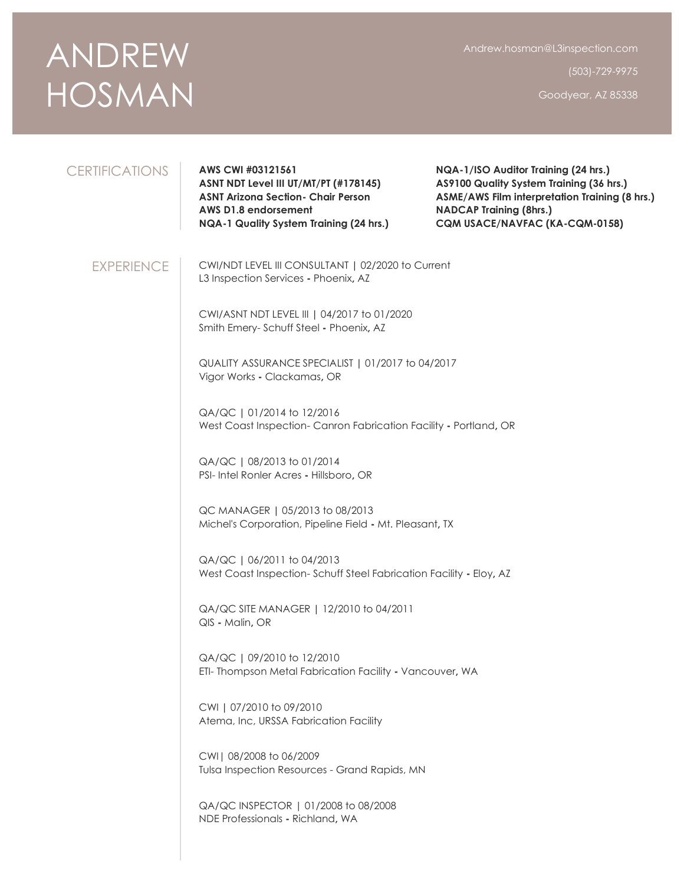# ANDREW HOSMAN

Andrew.hosman@L3inspection.com

(503)-729-9975

Goodyear, AZ 85338

## CERTIFICATIONS

**AWS CWI #03121561**
**ASNT NDT Level III UT/MT/PT (#178145)**
**ASNT Arizona Section- Chair Person**
**AWS D1.8 endorsement**
**NQA-1 Quality System Training (24 hrs.)**
**NQA-1/ISO Auditor Training (24 hrs.)**
**AS9100 Quality System Training (36 hrs.)**
**ASME/AWS Film interpretation Training (8 hrs.)**
**NADCAP Training (8hrs.)**
**CQM USACE/NAVFAC (KA-CQM-0158)**

## EXPERIENCE

CWI/NDT LEVEL III CONSULTANT | 02/2020 to Current
L3 Inspection Services - Phoenix, AZ

CWI/ASNT NDT LEVEL III | 04/2017 to 01/2020
Smith Emery- Schuff Steel - Phoenix, AZ

QUALITY ASSURANCE SPECIALIST | 01/2017 to 04/2017
Vigor Works - Clackamas, OR

QA/QC | 01/2014 to 12/2016
West Coast Inspection- Canron Fabrication Facility - Portland, OR

QA/QC | 08/2013 to 01/2014
PSI- Intel Ronler Acres - Hillsboro, OR

QC MANAGER | 05/2013 to 08/2013
Michel's Corporation, Pipeline Field - Mt. Pleasant, TX

QA/QC | 06/2011 to 04/2013
West Coast Inspection- Schuff Steel Fabrication Facility - Eloy, AZ

QA/QC SITE MANAGER | 12/2010 to 04/2011
QIS - Malin, OR

QA/QC | 09/2010 to 12/2010
ETI- Thompson Metal Fabrication Facility - Vancouver, WA

CWI | 07/2010 to 09/2010
Atema, Inc, URSSA Fabrication Facility

CWI| 08/2008 to 06/2009
Tulsa Inspection Resources - Grand Rapids, MN

QA/QC INSPECTOR | 01/2008 to 08/2008
NDE Professionals - Richland, WA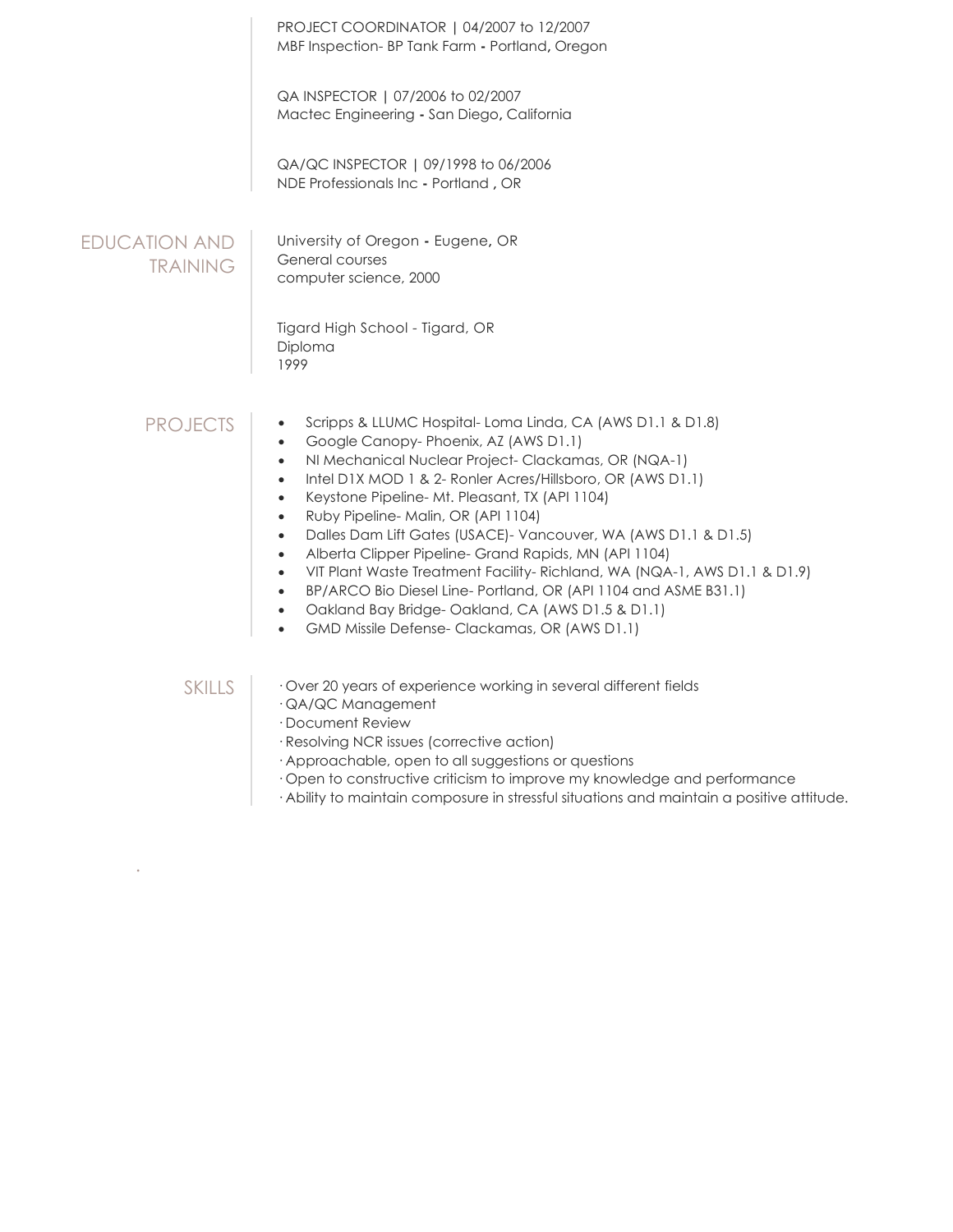PROJECT COORDINATOR | 04/2007 to 12/2007
MBF Inspection- BP Tank Farm - Portland, Oregon

QA INSPECTOR | 07/2006 to 02/2007
Mactec Engineering - San Diego, California

QA/QC INSPECTOR | 09/1998 to 06/2006
NDE Professionals Inc - Portland , OR

## EDUCATION AND TRAINING

University of Oregon - Eugene, OR
General courses
computer science, 2000

Tigard High School - Tigard, OR
Diploma
1999

## PROJECTS

- Scripps & LLUMC Hospital- Loma Linda, CA (AWS D1.1 & D1.8)
- Google Canopy- Phoenix, AZ (AWS D1.1)
- NI Mechanical Nuclear Project- Clackamas, OR (NQA-1)
- Intel D1X MOD 1 & 2- Ronler Acres/Hillsboro, OR (AWS D1.1)
- Keystone Pipeline- Mt. Pleasant, TX (API 1104)
- Ruby Pipeline- Malin, OR (API 1104)
- Dalles Dam Lift Gates (USACE)- Vancouver, WA (AWS D1.1 & D1.5)
- Alberta Clipper Pipeline- Grand Rapids, MN (API 1104)
- VIT Plant Waste Treatment Facility- Richland, WA (NQA-1, AWS D1.1 & D1.9)
- BP/ARCO Bio Diesel Line- Portland, OR (API 1104 and ASME B31.1)
- Oakland Bay Bridge- Oakland, CA (AWS D1.5 & D1.1)
- GMD Missile Defense- Clackamas, OR (AWS D1.1)

## SKILLS

· Over 20 years of experience working in several different fields
· QA/QC Management
· Document Review
· Resolving NCR issues (corrective action)
· Approachable, open to all suggestions or questions
· Open to constructive criticism to improve my knowledge and performance
· Ability to maintain composure in stressful situations and maintain a positive attitude.